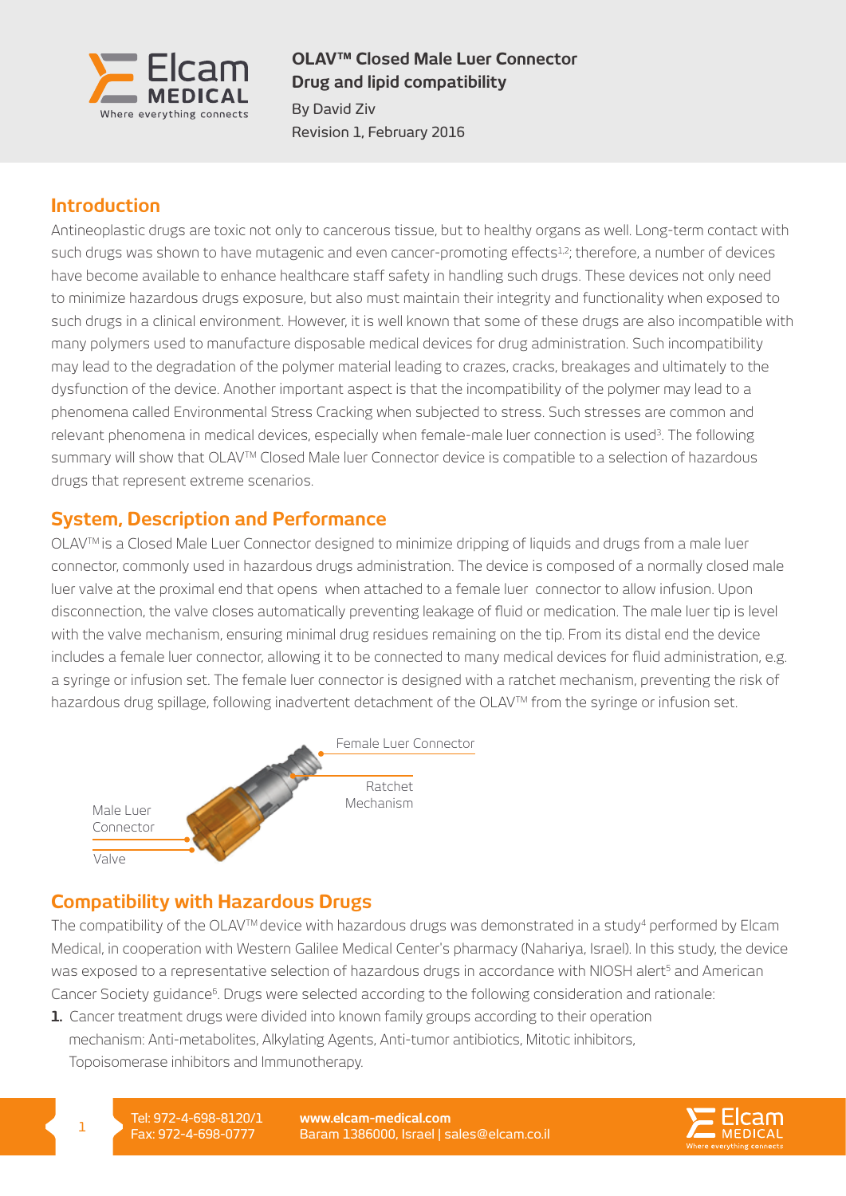# OLAV™ Closed Male Luer Connector
## Drug and lipid compatibility

By David Ziv

Revision 1, February 2016

## Introduction

Antineoplastic drugs are toxic not only to cancerous tissue, but to healthy organs as well. Long-term contact with such drugs was shown to have mutagenic and even cancer-promoting effects[1,2]; therefore, a number of devices have become available to enhance healthcare staff safety in handling such drugs. These devices not only need to minimize hazardous drugs exposure, but also must maintain their integrity and functionality when exposed to such drugs in a clinical environment. However, it is well known that some of these drugs are also incompatible with many polymers used to manufacture disposable medical devices for drug administration. Such incompatibility may lead to the degradation of the polymer material leading to crazes, cracks, breakages and ultimately to the dysfunction of the device. Another important aspect is that the incompatibility of the polymer may lead to a phenomena called Environmental Stress Cracking when subjected to stress. Such stresses are common and relevant phenomena in medical devices, especially when female-male luer connection is used[3]. The following summary will show that OLAV™ Closed Male luer Connector device is compatible to a selection of hazardous drugs that represent extreme scenarios.

## System, Description and Performance

OLAV™ is a Closed Male Luer Connector designed to minimize dripping of liquids and drugs from a male luer connector, commonly used in hazardous drugs administration. The device is composed of a normally closed male luer valve at the proximal end that opens when attached to a female luer connector to allow infusion. Upon disconnection, the valve closes automatically preventing leakage of fluid or medication. The male luer tip is level with the valve mechanism, ensuring minimal drug residues remaining on the tip. From its distal end the device includes a female luer connector, allowing it to be connected to many medical devices for fluid administration, e.g. a syringe or infusion set. The female luer connector is designed with a ratchet mechanism, preventing the risk of hazardous drug spillage, following inadvertent detachment of the OLAV™ from the syringe or infusion set.

Female Luer Connector

Ratchet Mechanism

Male Luer Connector

Valve

## Compatibility with Hazardous Drugs

The compatibility of the OLAV™ device with hazardous drugs was demonstrated in a study[4] performed by Elcam Medical, in cooperation with Western Galilee Medical Center's pharmacy (Nahariya, Israel). In this study, the device was exposed to a representative selection of hazardous drugs in accordance with NIOSH alert[5] and American Cancer Society guidance[6]. Drugs were selected according to the following consideration and rationale:

1. Cancer treatment drugs were divided into known family groups according to their operation mechanism: Anti-metabolites, Alkylating Agents, Anti-tumor antibiotics, Mitotic inhibitors, Topoisomerase inhibitors and Immunotherapy.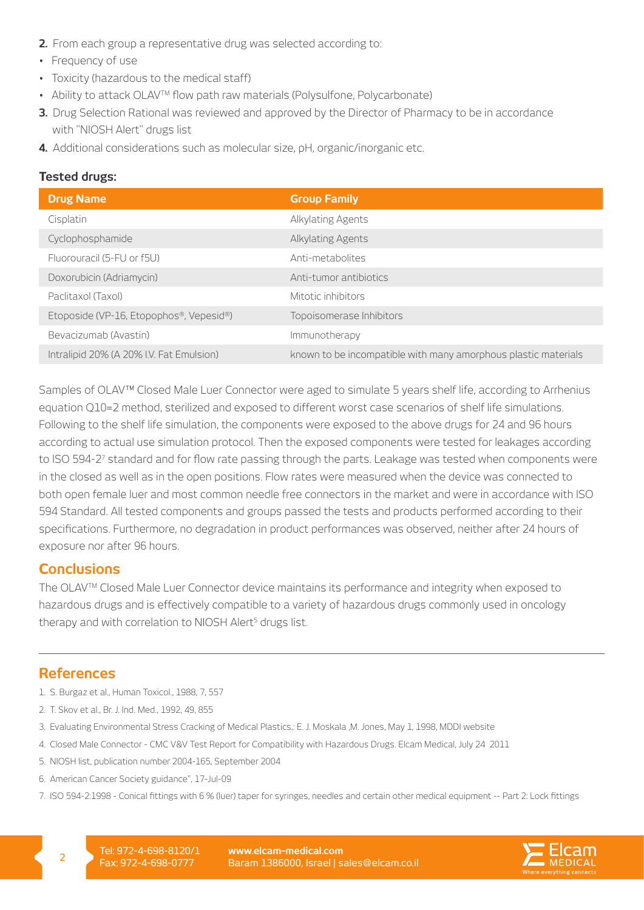2. From each group a representative drug was selected according to:

- Frequency of use
- Toxicity (hazardous to the medical staff)
- Ability to attack OLAV™ flow path raw materials (Polysulfone, Polycarbonate)

3. Drug Selection Rational was reviewed and approved by the Director of Pharmacy to be in accordance with "NIOSH Alert" drugs list
4. Additional considerations such as molecular size, pH, organic/inorganic etc.

**Tested drugs:**

| Drug Name | Group Family |
|---|---|
| Cisplatin | Alkylating Agents |
| Cyclophosphamide | Alkylating Agents |
| Fluorouracil (5-FU or f5U) | Anti-metabolites |
| Doxorubicin (Adriamycin) | Anti-tumor antibiotics |
| Paclitaxol (Taxol) | Mitotic inhibitors |
| Etoposide (VP-16, Etopophos®, Vepesid®) | Topoisomerase Inhibitors |
| Bevacizumab (Avastin) | Immunotherapy |
| Intralipid 20% (A 20% I.V. Fat Emulsion) | known to be incompatible with many amorphous plastic materials |

Samples of OLAV™ Closed Male Luer Connector were aged to simulate 5 years shelf life, according to Arrhenius equation Q10=2 method, sterilized and exposed to different worst case scenarios of shelf life simulations. Following to the shelf life simulation, the components were exposed to the above drugs for 24 and 96 hours according to actual use simulation protocol. Then the exposed components were tested for leakages according to ISO 594-2[7] standard and for flow rate passing through the parts. Leakage was tested when components were in the closed as well as in the open positions. Flow rates were measured when the device was connected to both open female luer and most common needle free connectors in the market and were in accordance with ISO 594 Standard. All tested components and groups passed the tests and products performed according to their specifications. Furthermore, no degradation in product performances was observed, neither after 24 hours of exposure nor after 96 hours.

## Conclusions

The OLAV™ Closed Male Luer Connector device maintains its performance and integrity when exposed to hazardous drugs and is effectively compatible to a variety of hazardous drugs commonly used in oncology therapy and with correlation to NIOSH Alert[5] drugs list.

## References

1. S. Burgaz et al., Human Toxicol., 1988, 7, 557
2. T. Skov et al., Br. J. Ind. Med., 1992, 49, 855
3. Evaluating Environmental Stress Cracking of Medical Plastics,: E. J. Moskala ,M. Jones, May 1, 1998, MDDI website
4. Closed Male Connector - CMC V&V Test Report for Compatibility with Hazardous Drugs. Elcam Medical, July 24 2011
5. NIOSH list, publication number 2004-165, September 2004
6. American Cancer Society guidance", 17-Jul-09
7. ISO 594-2:1998 - Conical fittings with 6 % (luer) taper for syringes, needles and certain other medical equipment -- Part 2: Lock fittings

Tel: 972-4-698-8120/1
Fax: 972-4-698-0777

**www.elcam-medical.com**
Baram 1386000, Israel | sales@elcam.co.il